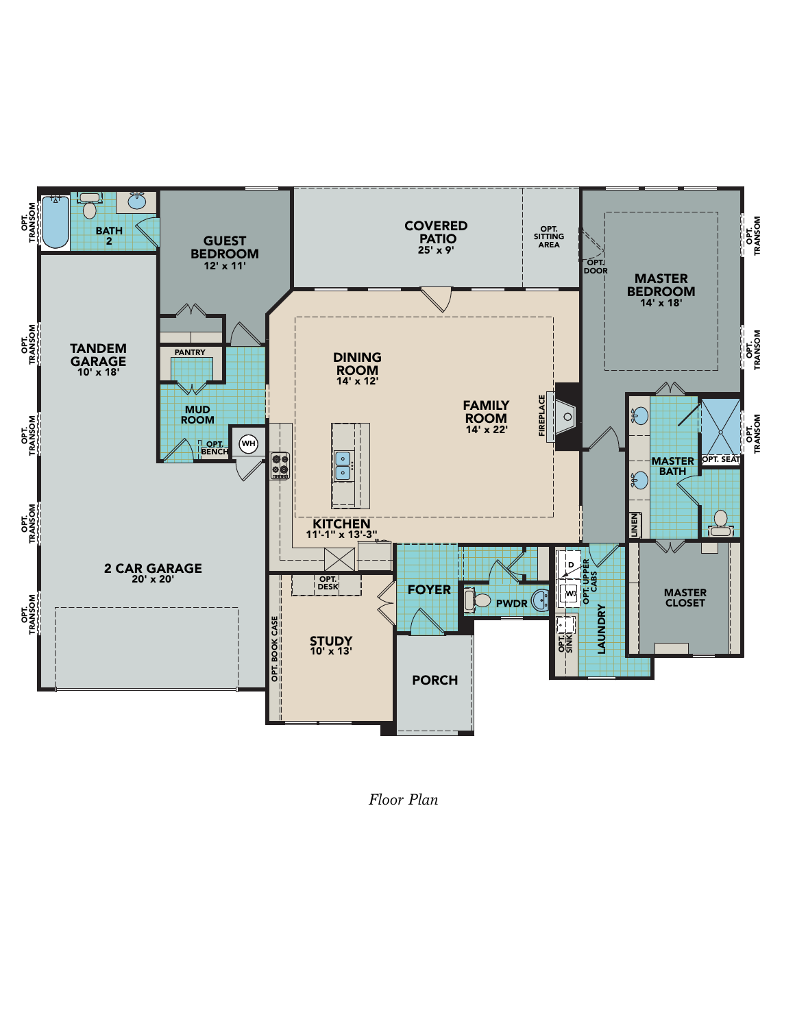Floor Plan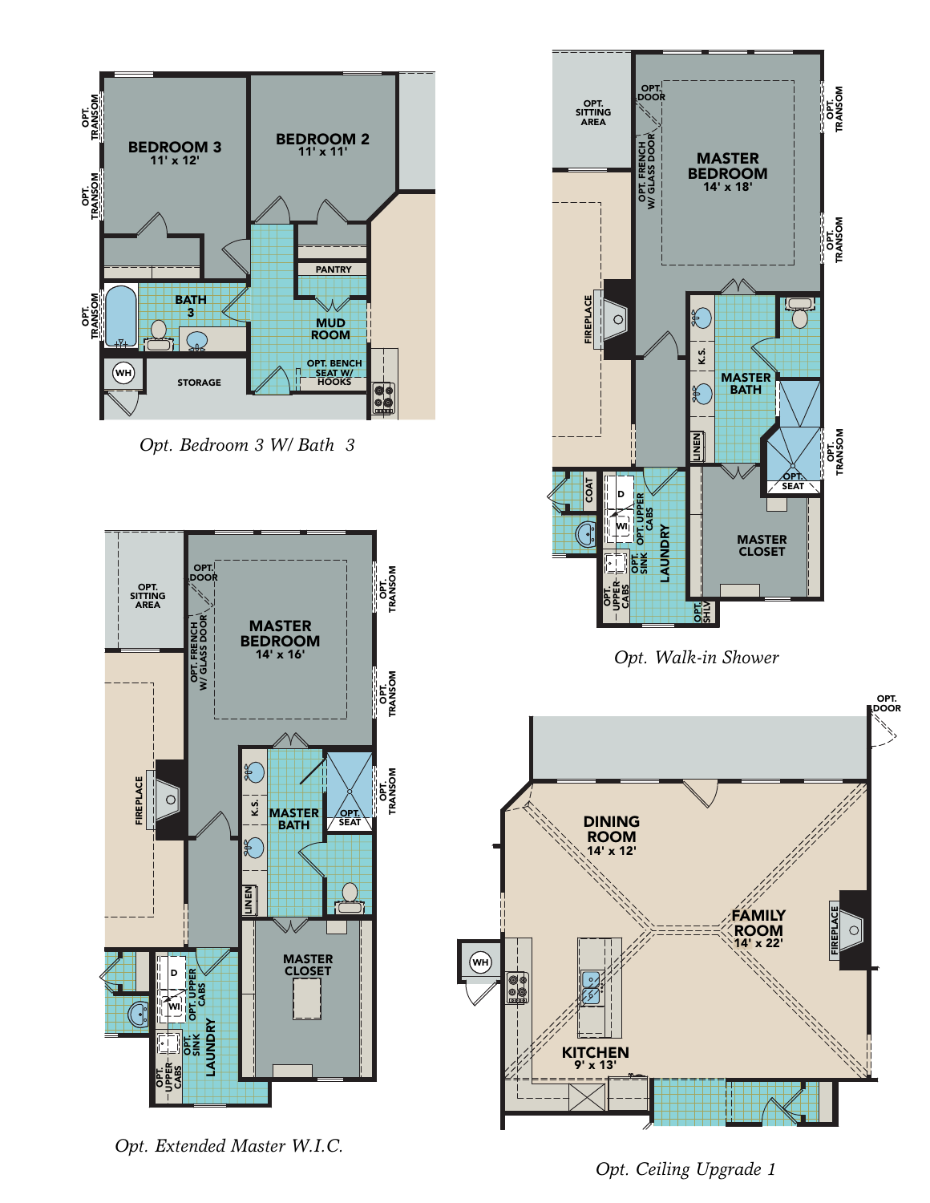BEDROOM 3
11' x 12'

BEDROOM 2
11' x 11'

OPT. TRANSOM

OPT. TRANSOM

OPT. TRANSOM

PANTRY

BATH 3

MUD ROOM

OPT. BENCH SEAT W/ HOOKS

WH

STORAGE

*Opt. Bedroom 3 W/ Bath 3*

OPT. SITTING AREA

OPT. DOOR

OPT. FRENCH W/ GLASS DOOR

MASTER BEDROOM
14' x 18'

OPT. TRANSOM

OPT. TRANSOM

FIREPLACE

K.S.

MASTER BATH

LINEN

OPT. TRANSOM

OPT. SEAT

COAT

D

WI

OPT. UPPER CABS

OPT. SINK

LAUNDRY

OPT. UPPER CABS

MASTER CLOSET

OPT. SHLV

*Opt. Walk-in Shower*

OPT. SITTING AREA

OPT. DOOR

OPT. FRENCH W/ GLASS DOOR

MASTER BEDROOM
14' x 16'

OPT. TRANSOM

OPT. TRANSOM

OPT. TRANSOM

FIREPLACE

K.S.

MASTER BATH

OPT. SEAT

LINEN

D

WI

OPT. UPPER CABS

OPT. SINK

LAUNDRY

OPT. UPPER CABS

MASTER CLOSET

*Opt. Extended Master W.I.C.*

OPT. DOOR

DINING ROOM
14' x 12'

FAMILY ROOM
14' x 22'

FIREPLACE

WH

KITCHEN
9' x 13'

*Opt. Ceiling Upgrade 1*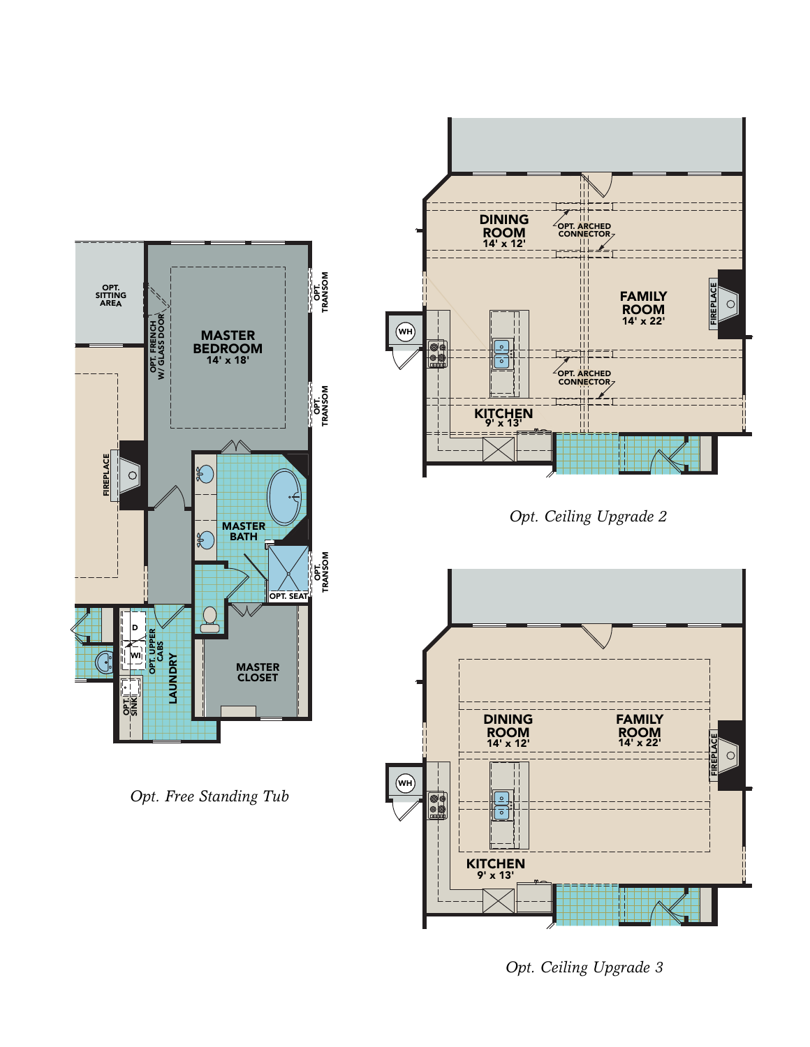OPT. SITTING AREA

OPT. FRENCH W/ GLASS DOOR

MASTER BEDROOM
14' x 18'

OPT. TRANSOM

OPT. TRANSOM

FIREPLACE

MASTER BATH

OPT. SEAT

OPT. TRANSOM

D

W

OPT. UPPER CABS

LAUNDRY

OPT. SINK

MASTER CLOSET

*Opt. Free Standing Tub*

DINING ROOM
14' x 12'

OPT. ARCHED CONNECTOR

FAMILY ROOM
14' x 22'

FIREPLACE

WH

OPT. ARCHED CONNECTOR

KITCHEN
9' x 13'

*Opt. Ceiling Upgrade 2*

DINING ROOM
14' x 12'

FAMILY ROOM
14' x 22'

FIREPLACE

WH

KITCHEN
9' x 13'

*Opt. Ceiling Upgrade 3*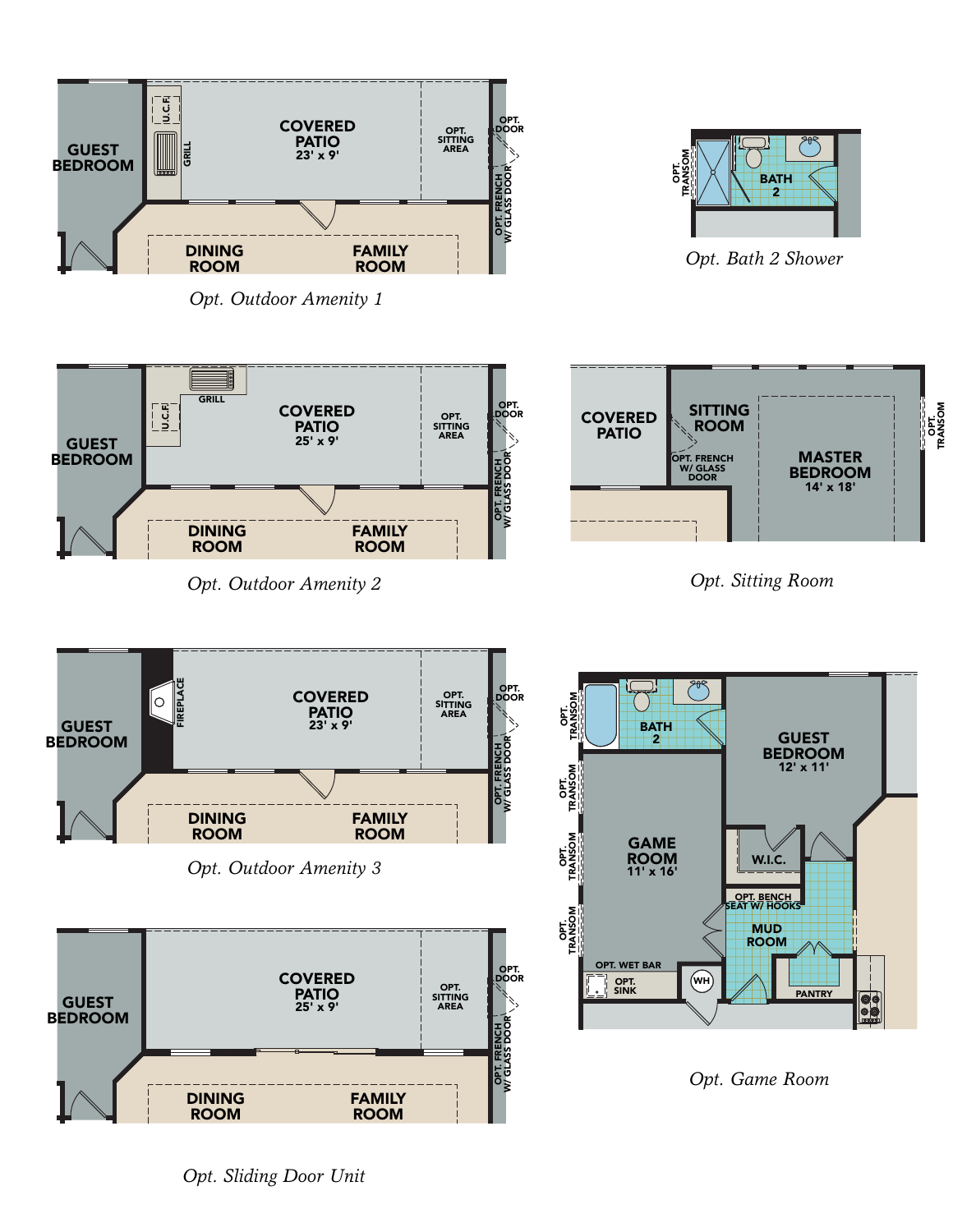GUEST BEDROOM

U.C.F.

GRILL

COVERED PATIO
23' x 9'

OPT. SITTING AREA

OPT. DOOR

OPT. FRENCH W/ GLASS DOOR

DINING ROOM

FAMILY ROOM

*Opt. Outdoor Amenity 1*

OPT. TRANSOM

BATH 2

*Opt. Bath 2 Shower*

GUEST BEDROOM

GRILL

U.C.F.

COVERED PATIO
25' x 9'

OPT. SITTING AREA

OPT. DOOR

OPT. FRENCH W/ GLASS DOOR

DINING ROOM

FAMILY ROOM

*Opt. Outdoor Amenity 2*

COVERED PATIO

SITTING ROOM

OPT. FRENCH W/ GLASS DOOR

MASTER BEDROOM
14' x 18'

OPT. TRANSOM

*Opt. Sitting Room*

GUEST BEDROOM

FIREPLACE

COVERED PATIO
23' x 9'

OPT. SITTING AREA

OPT. DOOR

OPT. FRENCH W/ GLASS DOOR

DINING ROOM

FAMILY ROOM

*Opt. Outdoor Amenity 3*

OPT. TRANSOM

BATH 2

GUEST BEDROOM
12' x 11'

OPT. TRANSOM

GAME ROOM
11' x 16'

OPT. TRANSOM

OPT. TRANSOM

W.I.C.

OPT. BENCH SEAT W/ HOOKS

MUD ROOM

OPT. WET BAR

OPT. SINK

WH

PANTRY

*Opt. Game Room*

GUEST BEDROOM

COVERED PATIO
25' x 9'

OPT. SITTING AREA

OPT. DOOR

OPT. FRENCH W/ GLASS DOOR

DINING ROOM

FAMILY ROOM

*Opt. Sliding Door Unit*